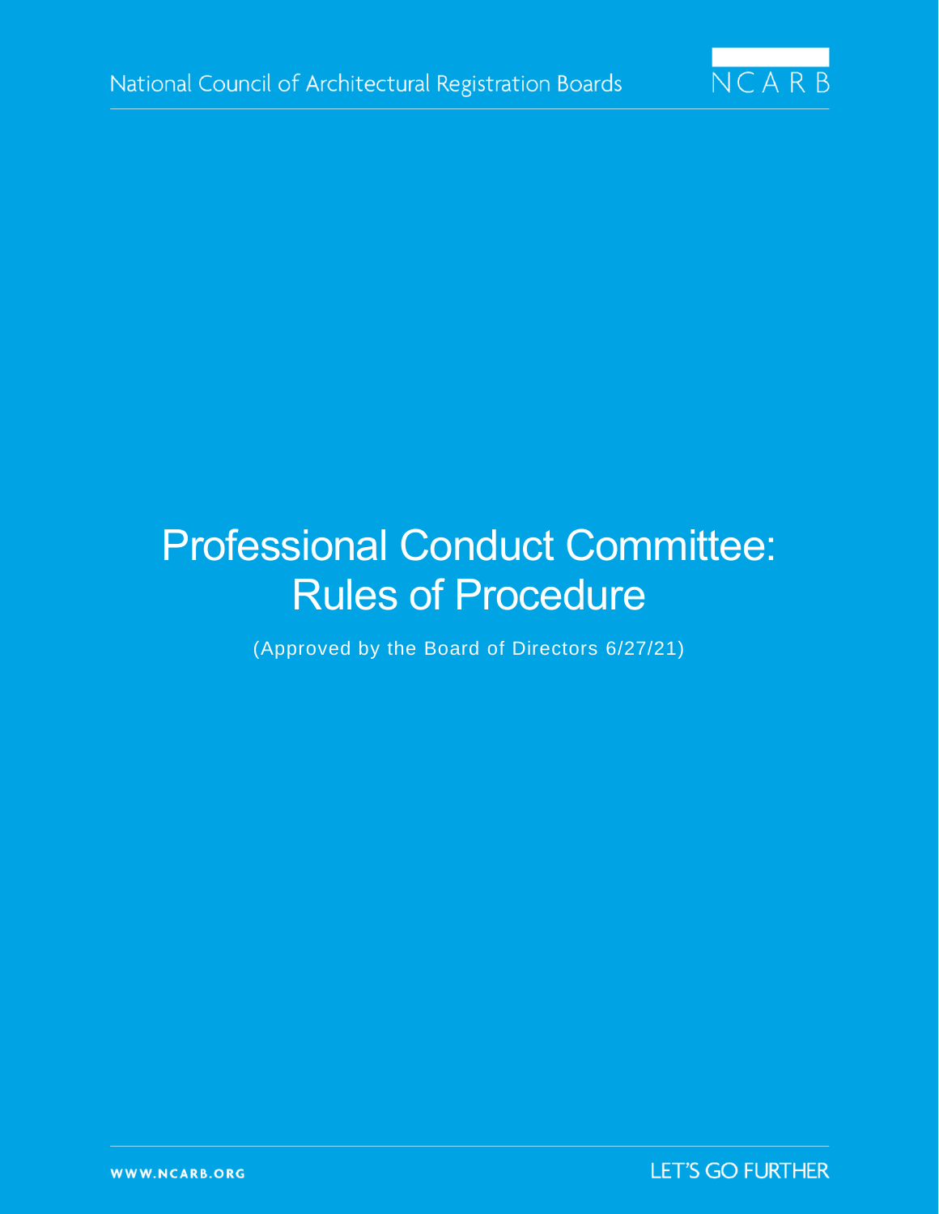National Council of Architectural Registration Boards

NCARB

# Professional Conduct Committee: Rules of Procedure

(Approved by the Board of Directors 6/27/21)

WWW.NCARB.ORG

LET'S GO FURTHER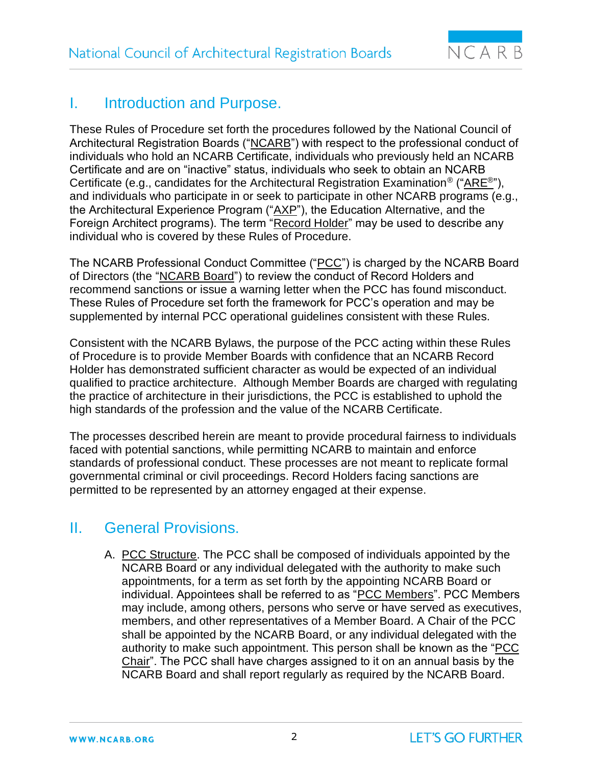## I. Introduction and Purpose.

These Rules of Procedure set forth the procedures followed by the National Council of Architectural Registration Boards ("NCARB") with respect to the professional conduct of individuals who hold an NCARB Certificate, individuals who previously held an NCARB Certificate and are on "inactive" status, individuals who seek to obtain an NCARB Certificate (e.g., candidates for the Architectural Registration Examination® ("ARE®"), and individuals who participate in or seek to participate in other NCARB programs (e.g., the Architectural Experience Program ("AXP"), the Education Alternative, and the Foreign Architect programs). The term "Record Holder" may be used to describe any individual who is covered by these Rules of Procedure.

The NCARB Professional Conduct Committee ("PCC") is charged by the NCARB Board of Directors (the "NCARB Board") to review the conduct of Record Holders and recommend sanctions or issue a warning letter when the PCC has found misconduct. These Rules of Procedure set forth the framework for PCC's operation and may be supplemented by internal PCC operational guidelines consistent with these Rules.

Consistent with the NCARB Bylaws, the purpose of the PCC acting within these Rules of Procedure is to provide Member Boards with confidence that an NCARB Record Holder has demonstrated sufficient character as would be expected of an individual qualified to practice architecture. Although Member Boards are charged with regulating the practice of architecture in their jurisdictions, the PCC is established to uphold the high standards of the profession and the value of the NCARB Certificate.

The processes described herein are meant to provide procedural fairness to individuals faced with potential sanctions, while permitting NCARB to maintain and enforce standards of professional conduct. These processes are not meant to replicate formal governmental criminal or civil proceedings. Record Holders facing sanctions are permitted to be represented by an attorney engaged at their expense.

## II. General Provisions.

A. PCC Structure. The PCC shall be composed of individuals appointed by the NCARB Board or any individual delegated with the authority to make such appointments, for a term as set forth by the appointing NCARB Board or individual. Appointees shall be referred to as "PCC Members". PCC Members may include, among others, persons who serve or have served as executives, members, and other representatives of a Member Board. A Chair of the PCC shall be appointed by the NCARB Board, or any individual delegated with the authority to make such appointment. This person shall be known as the "PCC Chair". The PCC shall have charges assigned to it on an annual basis by the NCARB Board and shall report regularly as required by the NCARB Board.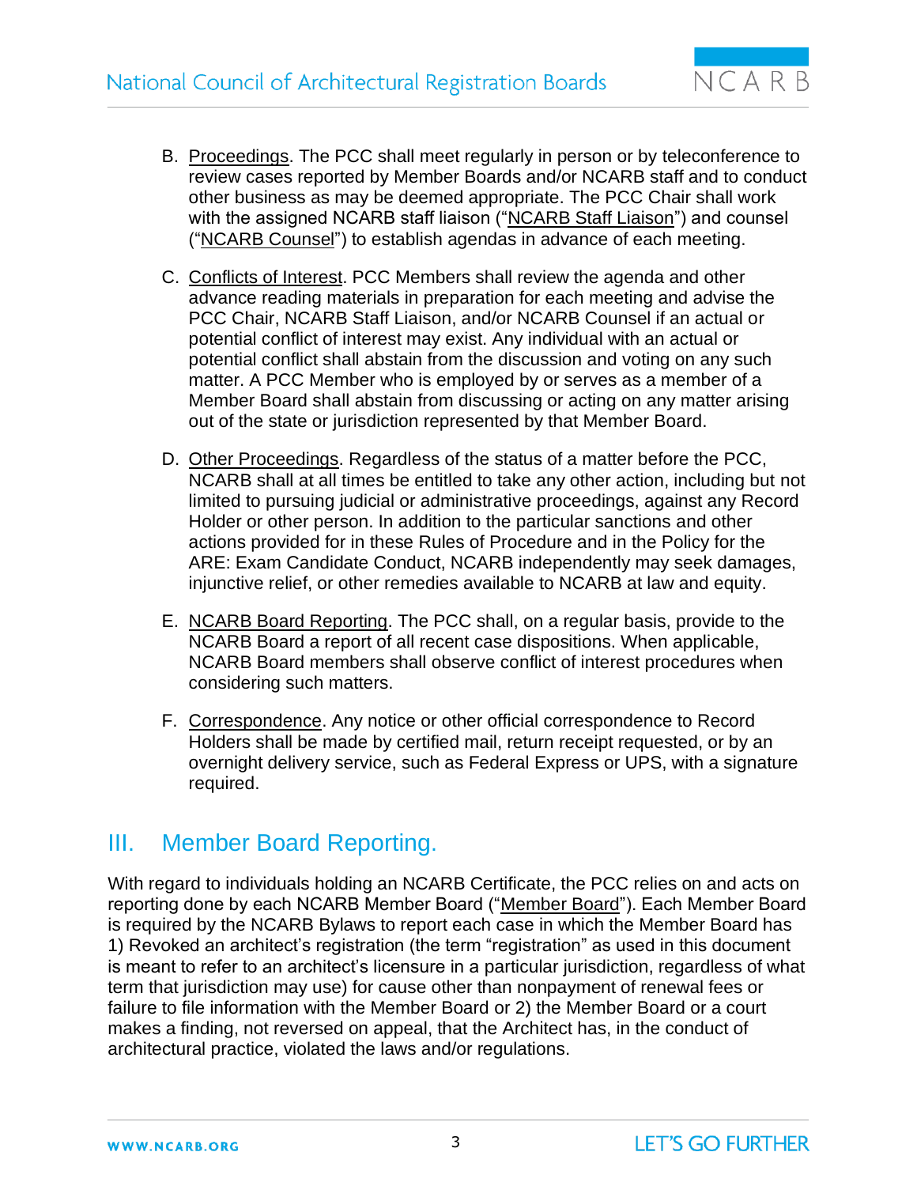B. Proceedings. The PCC shall meet regularly in person or by teleconference to review cases reported by Member Boards and/or NCARB staff and to conduct other business as may be deemed appropriate. The PCC Chair shall work with the assigned NCARB staff liaison ("NCARB Staff Liaison") and counsel ("NCARB Counsel") to establish agendas in advance of each meeting.

C. Conflicts of Interest. PCC Members shall review the agenda and other advance reading materials in preparation for each meeting and advise the PCC Chair, NCARB Staff Liaison, and/or NCARB Counsel if an actual or potential conflict of interest may exist. Any individual with an actual or potential conflict shall abstain from the discussion and voting on any such matter. A PCC Member who is employed by or serves as a member of a Member Board shall abstain from discussing or acting on any matter arising out of the state or jurisdiction represented by that Member Board.

D. Other Proceedings. Regardless of the status of a matter before the PCC, NCARB shall at all times be entitled to take any other action, including but not limited to pursuing judicial or administrative proceedings, against any Record Holder or other person. In addition to the particular sanctions and other actions provided for in these Rules of Procedure and in the Policy for the ARE: Exam Candidate Conduct, NCARB independently may seek damages, injunctive relief, or other remedies available to NCARB at law and equity.

E. NCARB Board Reporting. The PCC shall, on a regular basis, provide to the NCARB Board a report of all recent case dispositions. When applicable, NCARB Board members shall observe conflict of interest procedures when considering such matters.

F. Correspondence. Any notice or other official correspondence to Record Holders shall be made by certified mail, return receipt requested, or by an overnight delivery service, such as Federal Express or UPS, with a signature required.

## III. Member Board Reporting.

With regard to individuals holding an NCARB Certificate, the PCC relies on and acts on reporting done by each NCARB Member Board ("Member Board"). Each Member Board is required by the NCARB Bylaws to report each case in which the Member Board has 1) Revoked an architect's registration (the term "registration" as used in this document is meant to refer to an architect's licensure in a particular jurisdiction, regardless of what term that jurisdiction may use) for cause other than nonpayment of renewal fees or failure to file information with the Member Board or 2) the Member Board or a court makes a finding, not reversed on appeal, that the Architect has, in the conduct of architectural practice, violated the laws and/or regulations.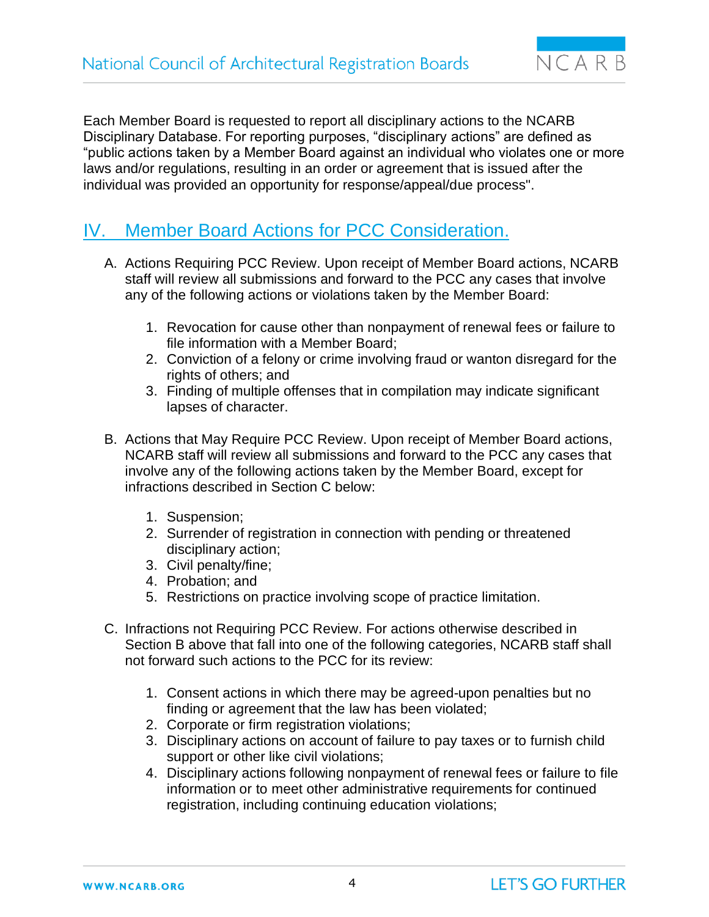Each Member Board is requested to report all disciplinary actions to the NCARB Disciplinary Database. For reporting purposes, "disciplinary actions" are defined as "public actions taken by a Member Board against an individual who violates one or more laws and/or regulations, resulting in an order or agreement that is issued after the individual was provided an opportunity for response/appeal/due process".

## IV. Member Board Actions for PCC Consideration.

A. Actions Requiring PCC Review. Upon receipt of Member Board actions, NCARB staff will review all submissions and forward to the PCC any cases that involve any of the following actions or violations taken by the Member Board:

1. Revocation for cause other than nonpayment of renewal fees or failure to file information with a Member Board;
2. Conviction of a felony or crime involving fraud or wanton disregard for the rights of others; and
3. Finding of multiple offenses that in compilation may indicate significant lapses of character.

B. Actions that May Require PCC Review. Upon receipt of Member Board actions, NCARB staff will review all submissions and forward to the PCC any cases that involve any of the following actions taken by the Member Board, except for infractions described in Section C below:

1. Suspension;
2. Surrender of registration in connection with pending or threatened disciplinary action;
3. Civil penalty/fine;
4. Probation; and
5. Restrictions on practice involving scope of practice limitation.

C. Infractions not Requiring PCC Review. For actions otherwise described in Section B above that fall into one of the following categories, NCARB staff shall not forward such actions to the PCC for its review:

1. Consent actions in which there may be agreed-upon penalties but no finding or agreement that the law has been violated;
2. Corporate or firm registration violations;
3. Disciplinary actions on account of failure to pay taxes or to furnish child support or other like civil violations;
4. Disciplinary actions following nonpayment of renewal fees or failure to file information or to meet other administrative requirements for continued registration, including continuing education violations;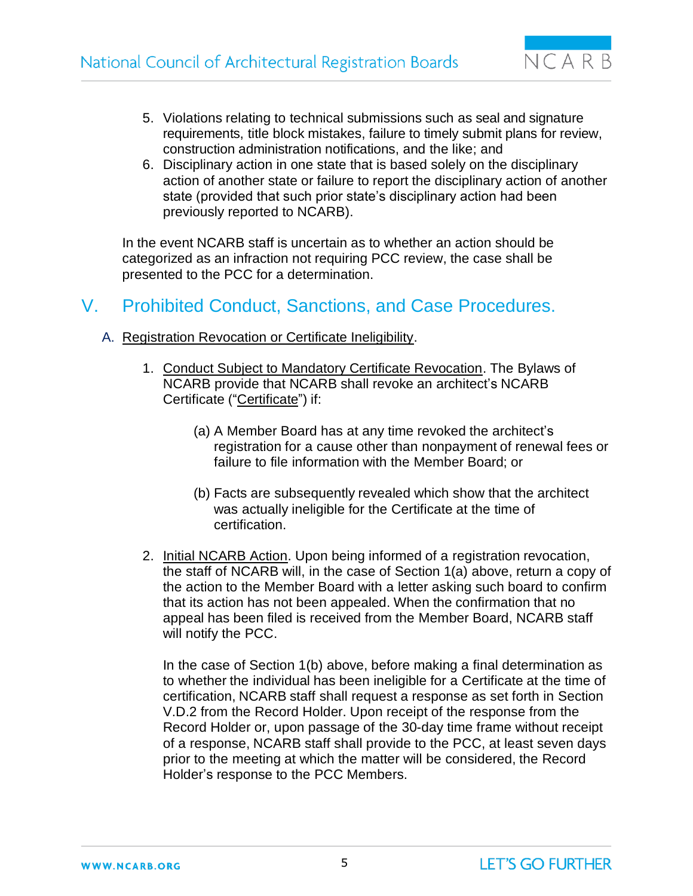5. Violations relating to technical submissions such as seal and signature requirements, title block mistakes, failure to timely submit plans for review, construction administration notifications, and the like; and
6. Disciplinary action in one state that is based solely on the disciplinary action of another state or failure to report the disciplinary action of another state (provided that such prior state's disciplinary action had been previously reported to NCARB).

In the event NCARB staff is uncertain as to whether an action should be categorized as an infraction not requiring PCC review, the case shall be presented to the PCC for a determination.

## V. Prohibited Conduct, Sanctions, and Case Procedures.

A. Registration Revocation or Certificate Ineligibility.

1. Conduct Subject to Mandatory Certificate Revocation. The Bylaws of NCARB provide that NCARB shall revoke an architect's NCARB Certificate ("Certificate") if:

   (a) A Member Board has at any time revoked the architect's registration for a cause other than nonpayment of renewal fees or failure to file information with the Member Board; or

   (b) Facts are subsequently revealed which show that the architect was actually ineligible for the Certificate at the time of certification.

2. Initial NCARB Action. Upon being informed of a registration revocation, the staff of NCARB will, in the case of Section 1(a) above, return a copy of the action to the Member Board with a letter asking such board to confirm that its action has not been appealed. When the confirmation that no appeal has been filed is received from the Member Board, NCARB staff will notify the PCC.

   In the case of Section 1(b) above, before making a final determination as to whether the individual has been ineligible for a Certificate at the time of certification, NCARB staff shall request a response as set forth in Section V.D.2 from the Record Holder. Upon receipt of the response from the Record Holder or, upon passage of the 30-day time frame without receipt of a response, NCARB staff shall provide to the PCC, at least seven days prior to the meeting at which the matter will be considered, the Record Holder's response to the PCC Members.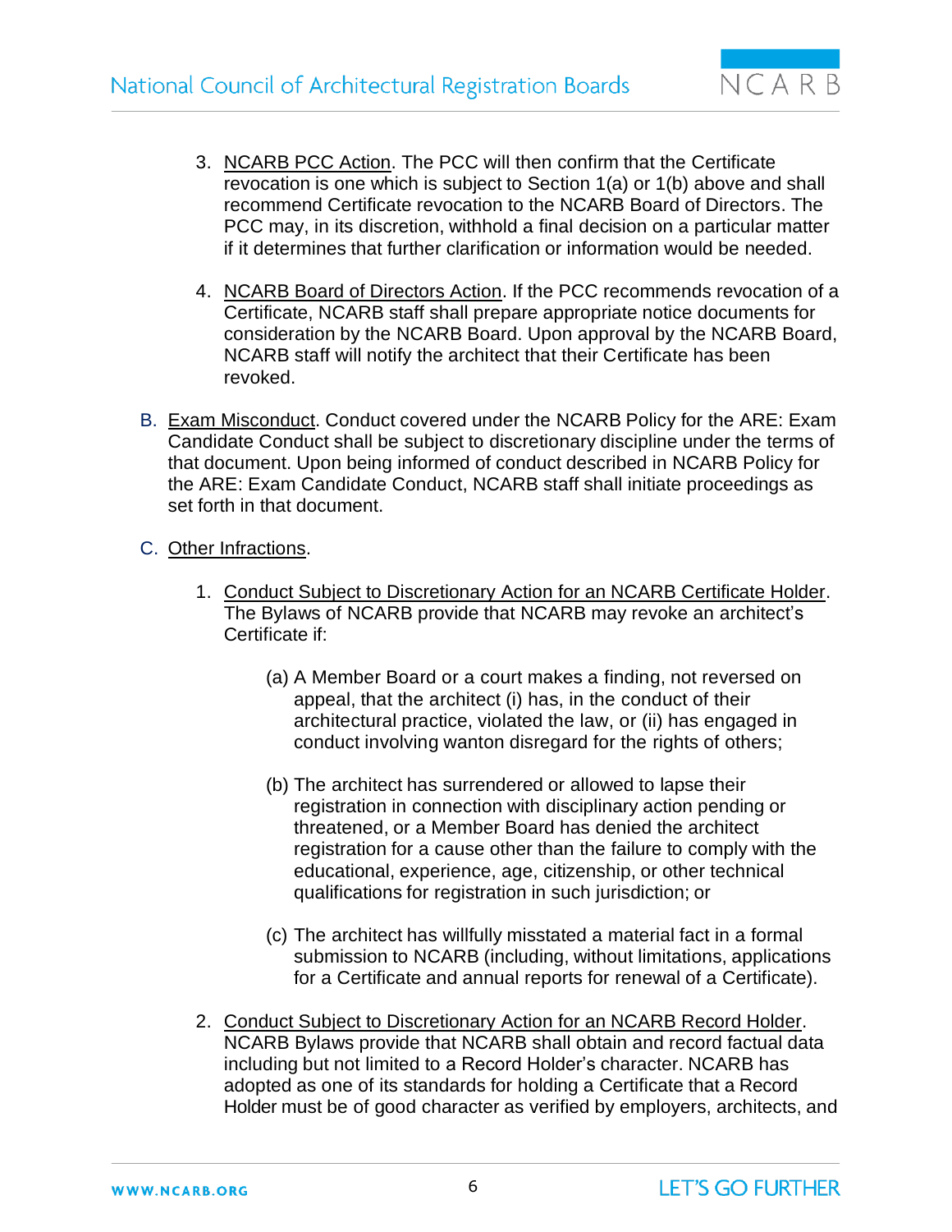3. NCARB PCC Action. The PCC will then confirm that the Certificate revocation is one which is subject to Section 1(a) or 1(b) above and shall recommend Certificate revocation to the NCARB Board of Directors. The PCC may, in its discretion, withhold a final decision on a particular matter if it determines that further clarification or information would be needed.

4. NCARB Board of Directors Action. If the PCC recommends revocation of a Certificate, NCARB staff shall prepare appropriate notice documents for consideration by the NCARB Board. Upon approval by the NCARB Board, NCARB staff will notify the architect that their Certificate has been revoked.

B. Exam Misconduct. Conduct covered under the NCARB Policy for the ARE: Exam Candidate Conduct shall be subject to discretionary discipline under the terms of that document. Upon being informed of conduct described in NCARB Policy for the ARE: Exam Candidate Conduct, NCARB staff shall initiate proceedings as set forth in that document.

C. Other Infractions.

1. Conduct Subject to Discretionary Action for an NCARB Certificate Holder. The Bylaws of NCARB provide that NCARB may revoke an architect's Certificate if:

   (a) A Member Board or a court makes a finding, not reversed on appeal, that the architect (i) has, in the conduct of their architectural practice, violated the law, or (ii) has engaged in conduct involving wanton disregard for the rights of others;

   (b) The architect has surrendered or allowed to lapse their registration in connection with disciplinary action pending or threatened, or a Member Board has denied the architect registration for a cause other than the failure to comply with the educational, experience, age, citizenship, or other technical qualifications for registration in such jurisdiction; or

   (c) The architect has willfully misstated a material fact in a formal submission to NCARB (including, without limitations, applications for a Certificate and annual reports for renewal of a Certificate).

2. Conduct Subject to Discretionary Action for an NCARB Record Holder. NCARB Bylaws provide that NCARB shall obtain and record factual data including but not limited to a Record Holder's character. NCARB has adopted as one of its standards for holding a Certificate that a Record Holder must be of good character as verified by employers, architects, and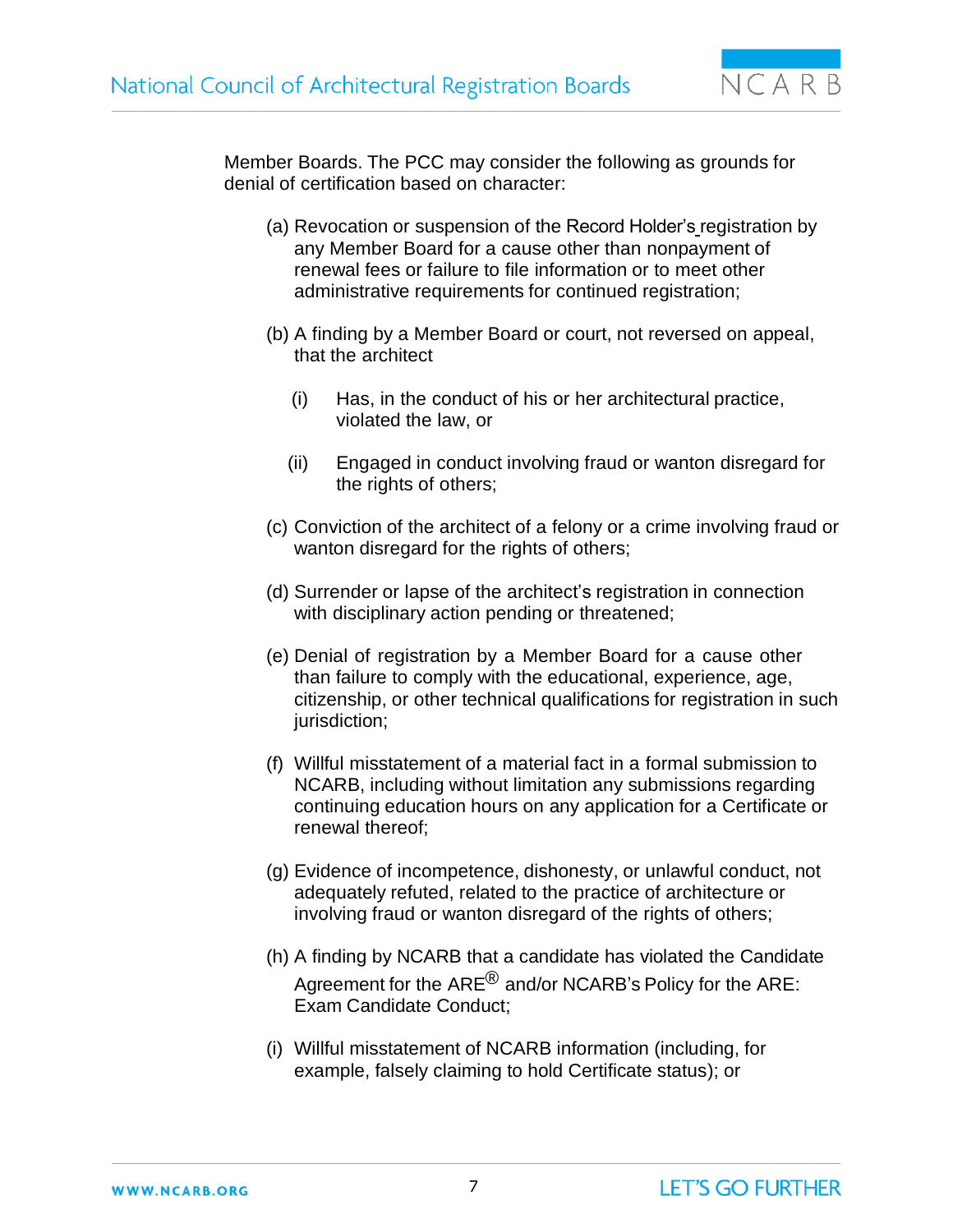Member Boards. The PCC may consider the following as grounds for denial of certification based on character:

(a) Revocation or suspension of the Record Holder's registration by any Member Board for a cause other than nonpayment of renewal fees or failure to file information or to meet other administrative requirements for continued registration;

(b) A finding by a Member Board or court, not reversed on appeal, that the architect

  (i) Has, in the conduct of his or her architectural practice, violated the law, or

  (ii) Engaged in conduct involving fraud or wanton disregard for the rights of others;

(c) Conviction of the architect of a felony or a crime involving fraud or wanton disregard for the rights of others;

(d) Surrender or lapse of the architect's registration in connection with disciplinary action pending or threatened;

(e) Denial of registration by a Member Board for a cause other than failure to comply with the educational, experience, age, citizenship, or other technical qualifications for registration in such jurisdiction;

(f) Willful misstatement of a material fact in a formal submission to NCARB, including without limitation any submissions regarding continuing education hours on any application for a Certificate or renewal thereof;

(g) Evidence of incompetence, dishonesty, or unlawful conduct, not adequately refuted, related to the practice of architecture or involving fraud or wanton disregard of the rights of others;

(h) A finding by NCARB that a candidate has violated the Candidate Agreement for the ARE® and/or NCARB's Policy for the ARE: Exam Candidate Conduct;

(i) Willful misstatement of NCARB information (including, for example, falsely claiming to hold Certificate status); or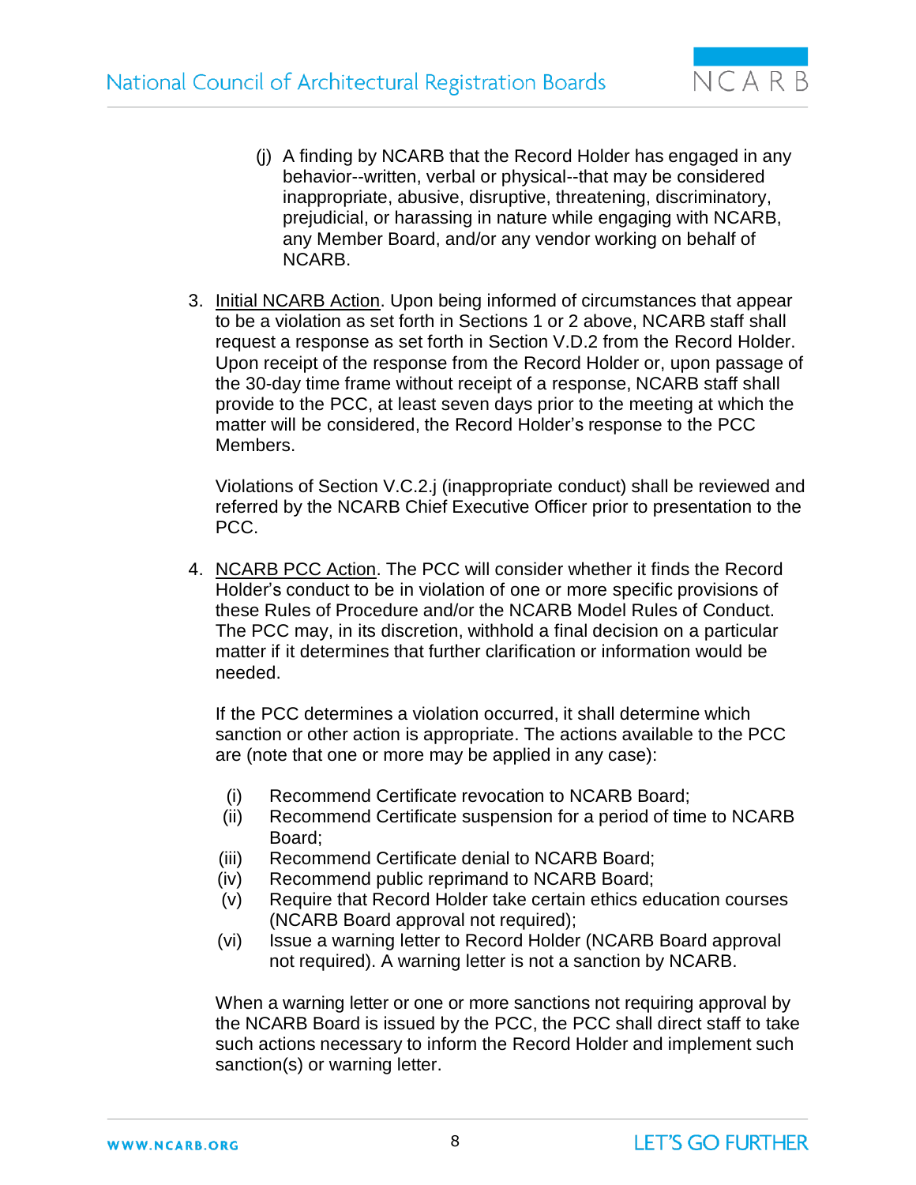(j) A finding by NCARB that the Record Holder has engaged in any behavior--written, verbal or physical--that may be considered inappropriate, abusive, disruptive, threatening, discriminatory, prejudicial, or harassing in nature while engaging with NCARB, any Member Board, and/or any vendor working on behalf of NCARB.

3. <u>Initial NCARB Action</u>. Upon being informed of circumstances that appear to be a violation as set forth in Sections 1 or 2 above, NCARB staff shall request a response as set forth in Section V.D.2 from the Record Holder. Upon receipt of the response from the Record Holder or, upon passage of the 30-day time frame without receipt of a response, NCARB staff shall provide to the PCC, at least seven days prior to the meeting at which the matter will be considered, the Record Holder's response to the PCC Members.

   Violations of Section V.C.2.j (inappropriate conduct) shall be reviewed and referred by the NCARB Chief Executive Officer prior to presentation to the PCC.

4. <u>NCARB PCC Action</u>. The PCC will consider whether it finds the Record Holder's conduct to be in violation of one or more specific provisions of these Rules of Procedure and/or the NCARB Model Rules of Conduct. The PCC may, in its discretion, withhold a final decision on a particular matter if it determines that further clarification or information would be needed.

   If the PCC determines a violation occurred, it shall determine which sanction or other action is appropriate. The actions available to the PCC are (note that one or more may be applied in any case):

   (i) Recommend Certificate revocation to NCARB Board;
   (ii) Recommend Certificate suspension for a period of time to NCARB Board;
   (iii) Recommend Certificate denial to NCARB Board;
   (iv) Recommend public reprimand to NCARB Board;
   (v) Require that Record Holder take certain ethics education courses (NCARB Board approval not required);
   (vi) Issue a warning letter to Record Holder (NCARB Board approval not required). A warning letter is not a sanction by NCARB.

   When a warning letter or one or more sanctions not requiring approval by the NCARB Board is issued by the PCC, the PCC shall direct staff to take such actions necessary to inform the Record Holder and implement such sanction(s) or warning letter.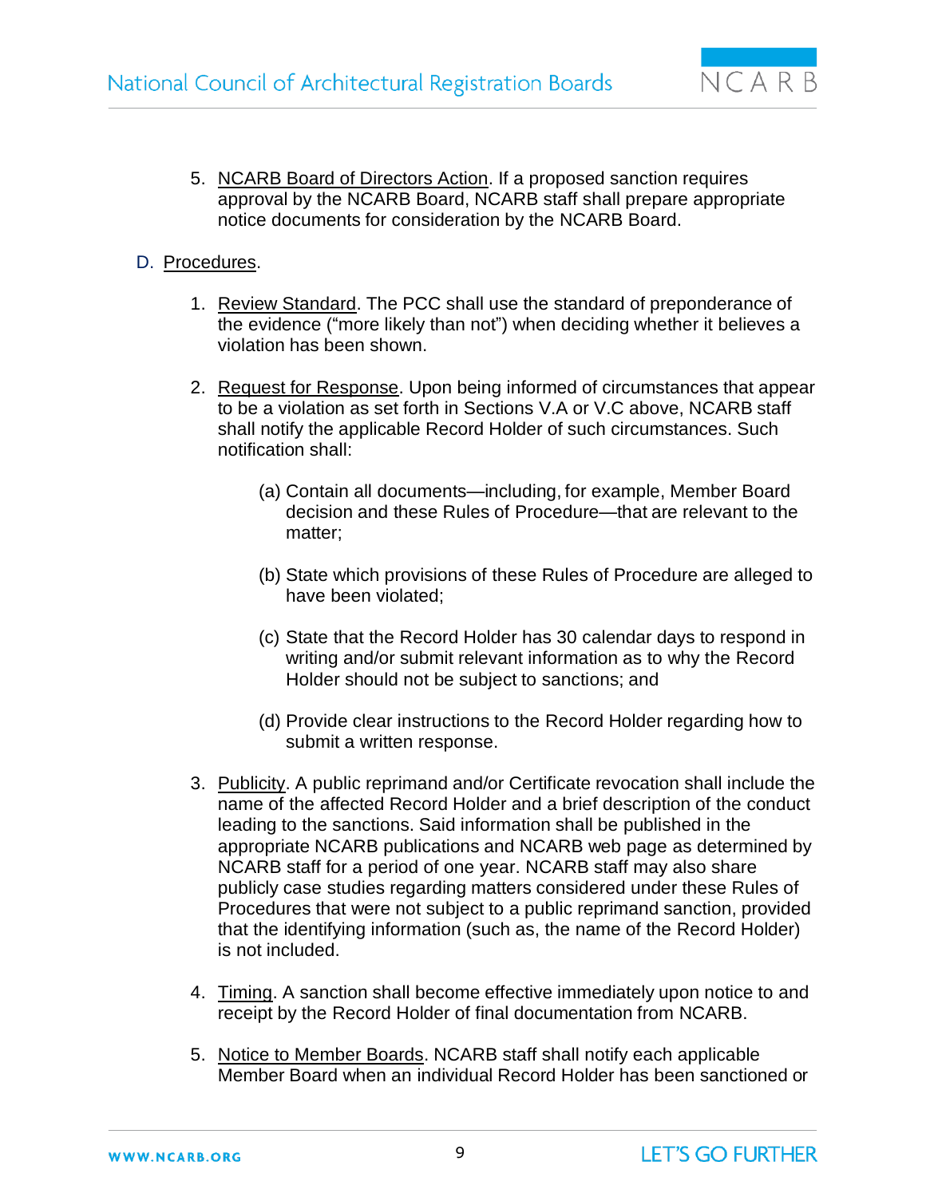5. <u>NCARB Board of Directors Action</u>. If a proposed sanction requires approval by the NCARB Board, NCARB staff shall prepare appropriate notice documents for consideration by the NCARB Board.

D. <u>Procedures</u>.

1. <u>Review Standard</u>. The PCC shall use the standard of preponderance of the evidence (“more likely than not”) when deciding whether it believes a violation has been shown.

2. <u>Request for Response</u>. Upon being informed of circumstances that appear to be a violation as set forth in Sections V.A or V.C above, NCARB staff shall notify the applicable Record Holder of such circumstances. Such notification shall:

   (a) Contain all documents—including, for example, Member Board decision and these Rules of Procedure—that are relevant to the matter;

   (b) State which provisions of these Rules of Procedure are alleged to have been violated;

   (c) State that the Record Holder has 30 calendar days to respond in writing and/or submit relevant information as to why the Record Holder should not be subject to sanctions; and

   (d) Provide clear instructions to the Record Holder regarding how to submit a written response.

3. <u>Publicity</u>. A public reprimand and/or Certificate revocation shall include the name of the affected Record Holder and a brief description of the conduct leading to the sanctions. Said information shall be published in the appropriate NCARB publications and NCARB web page as determined by NCARB staff for a period of one year. NCARB staff may also share publicly case studies regarding matters considered under these Rules of Procedures that were not subject to a public reprimand sanction, provided that the identifying information (such as, the name of the Record Holder) is not included.

4. <u>Timing</u>. A sanction shall become effective immediately upon notice to and receipt by the Record Holder of final documentation from NCARB.

5. <u>Notice to Member Boards</u>. NCARB staff shall notify each applicable Member Board when an individual Record Holder has been sanctioned or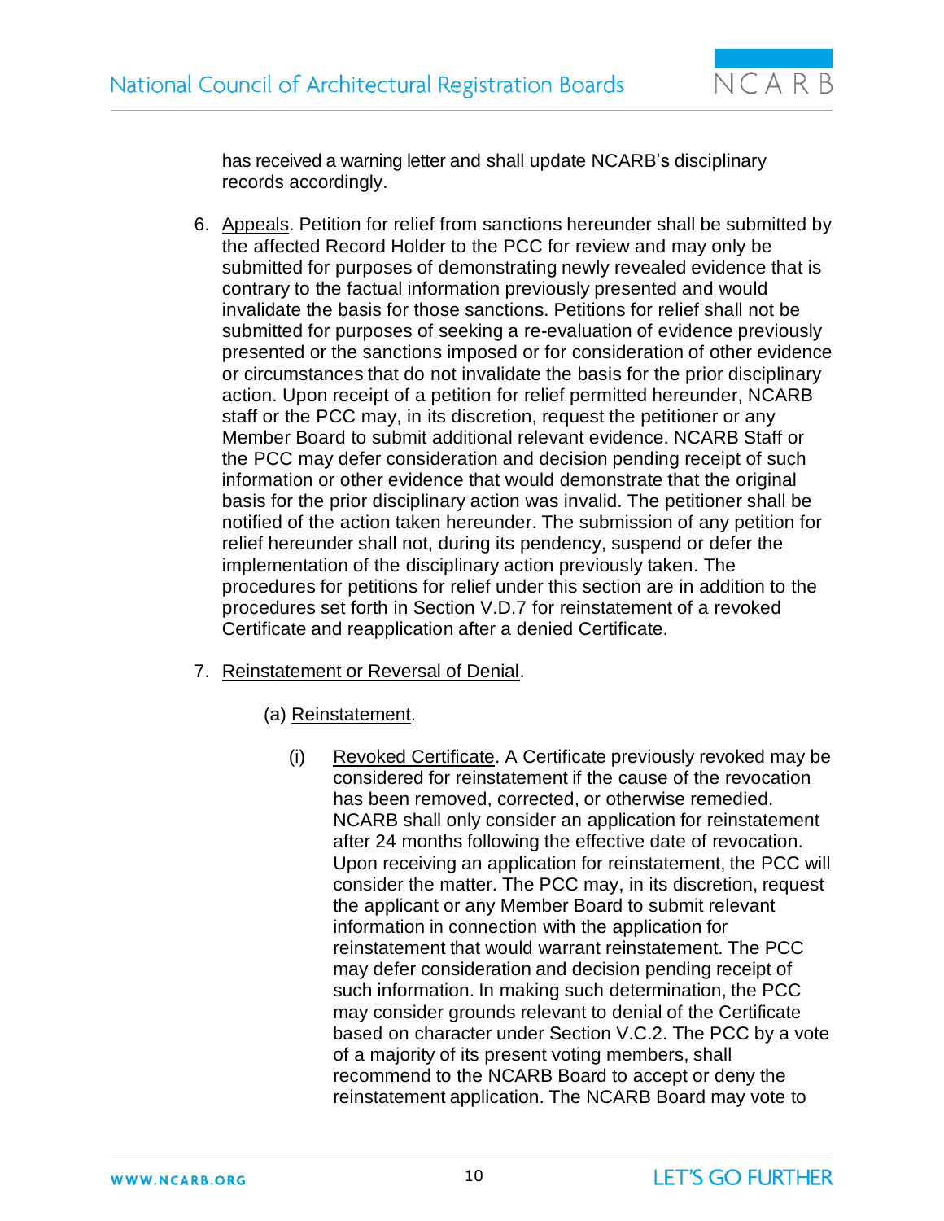has received a warning letter and shall update NCARB's disciplinary records accordingly.

6. Appeals. Petition for relief from sanctions hereunder shall be submitted by the affected Record Holder to the PCC for review and may only be submitted for purposes of demonstrating newly revealed evidence that is contrary to the factual information previously presented and would invalidate the basis for those sanctions. Petitions for relief shall not be submitted for purposes of seeking a re-evaluation of evidence previously presented or the sanctions imposed or for consideration of other evidence or circumstances that do not invalidate the basis for the prior disciplinary action. Upon receipt of a petition for relief permitted hereunder, NCARB staff or the PCC may, in its discretion, request the petitioner or any Member Board to submit additional relevant evidence. NCARB Staff or the PCC may defer consideration and decision pending receipt of such information or other evidence that would demonstrate that the original basis for the prior disciplinary action was invalid. The petitioner shall be notified of the action taken hereunder. The submission of any petition for relief hereunder shall not, during its pendency, suspend or defer the implementation of the disciplinary action previously taken. The procedures for petitions for relief under this section are in addition to the procedures set forth in Section V.D.7 for reinstatement of a revoked Certificate and reapplication after a denied Certificate.

7. Reinstatement or Reversal of Denial.

   (a) Reinstatement.

      (i) Revoked Certificate. A Certificate previously revoked may be considered for reinstatement if the cause of the revocation has been removed, corrected, or otherwise remedied. NCARB shall only consider an application for reinstatement after 24 months following the effective date of revocation. Upon receiving an application for reinstatement, the PCC will consider the matter. The PCC may, in its discretion, request the applicant or any Member Board to submit relevant information in connection with the application for reinstatement that would warrant reinstatement. The PCC may defer consideration and decision pending receipt of such information. In making such determination, the PCC may consider grounds relevant to denial of the Certificate based on character under Section V.C.2. The PCC by a vote of a majority of its present voting members, shall recommend to the NCARB Board to accept or deny the reinstatement application. The NCARB Board may vote to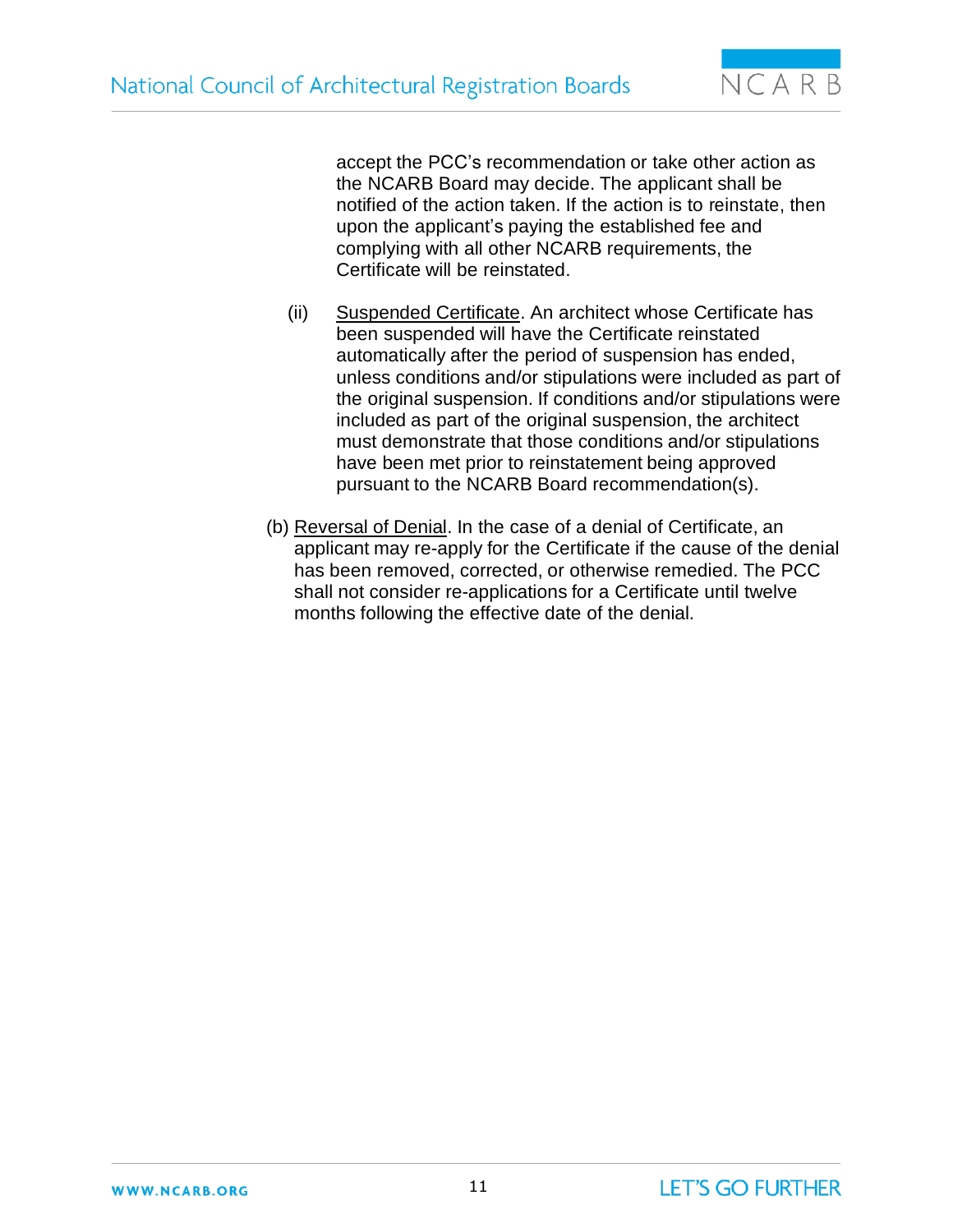accept the PCC's recommendation or take other action as the NCARB Board may decide. The applicant shall be notified of the action taken. If the action is to reinstate, then upon the applicant's paying the established fee and complying with all other NCARB requirements, the Certificate will be reinstated.

(ii) Suspended Certificate. An architect whose Certificate has been suspended will have the Certificate reinstated automatically after the period of suspension has ended, unless conditions and/or stipulations were included as part of the original suspension. If conditions and/or stipulations were included as part of the original suspension, the architect must demonstrate that those conditions and/or stipulations have been met prior to reinstatement being approved pursuant to the NCARB Board recommendation(s).

(b) Reversal of Denial. In the case of a denial of Certificate, an applicant may re-apply for the Certificate if the cause of the denial has been removed, corrected, or otherwise remedied. The PCC shall not consider re-applications for a Certificate until twelve months following the effective date of the denial.